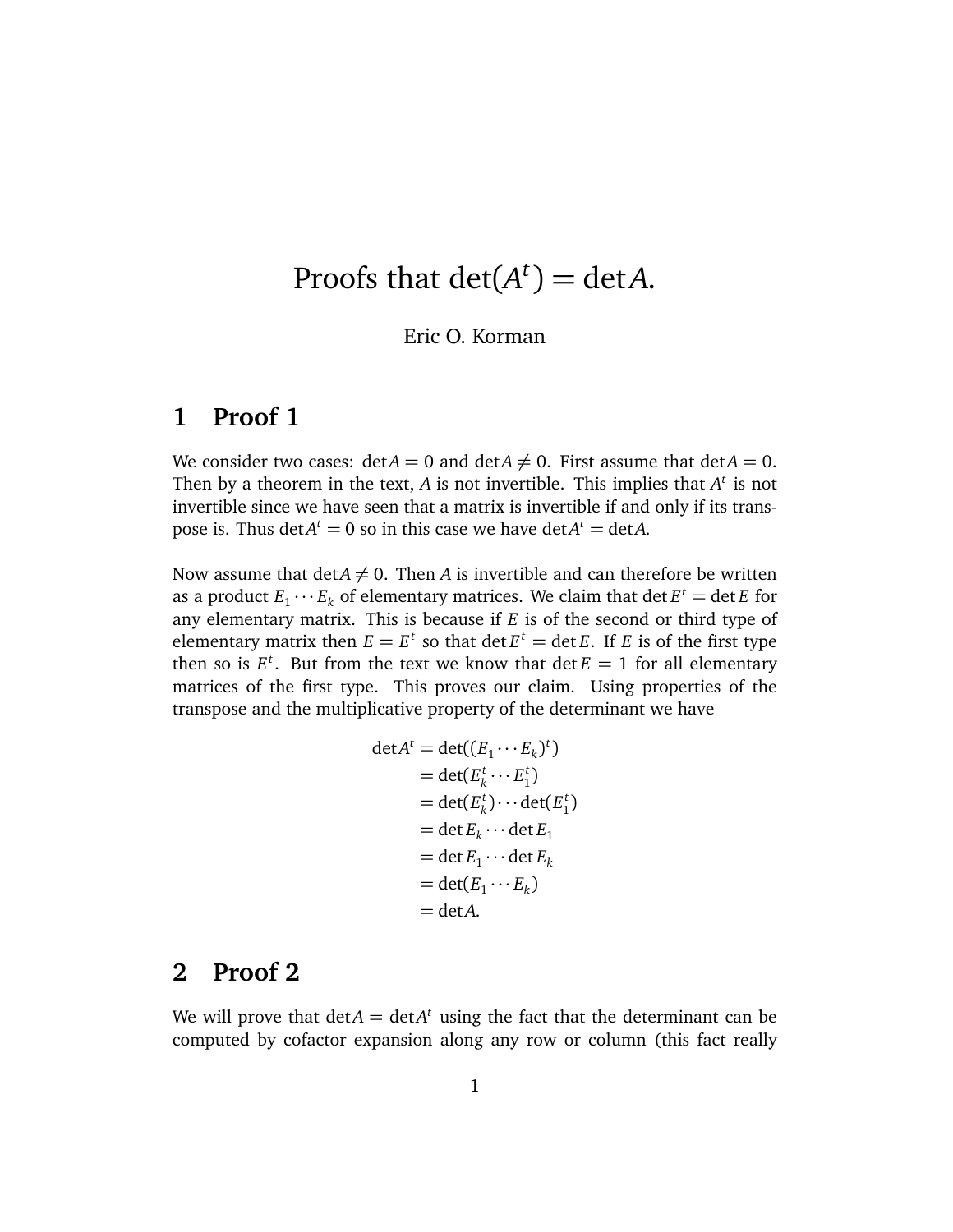# Proofs that $\det(A^t) = \det A$.

Eric O. Korman

## 1 Proof 1

We consider two cases: $\det A = 0$ and $\det A \neq 0$. First assume that $\det A = 0$. Then by a theorem in the text, $A$ is not invertible. This implies that $A^t$ is not invertible since we have seen that a matrix is invertible if and only if its transpose is. Thus $\det A^t = 0$ so in this case we have $\det A^t = \det A$.

Now assume that $\det A \neq 0$. Then $A$ is invertible and can therefore be written as a product $E_1 \cdots E_k$ of elementary matrices. We claim that $\det E^t = \det E$ for any elementary matrix. This is because if $E$ is of the second or third type of elementary matrix then $E = E^t$ so that $\det E^t = \det E$. If $E$ is of the first type then so is $E^t$. But from the text we know that $\det E = 1$ for all elementary matrices of the first type. This proves our claim. Using properties of the transpose and the multiplicative property of the determinant we have

$$
\begin{aligned}
\det A^t &= \det((E_1 \cdots E_k)^t) \\
&= \det(E_k^t \cdots E_1^t) \\
&= \det(E_k^t) \cdots \det(E_1^t) \\
&= \det E_k \cdots \det E_1 \\
&= \det E_1 \cdots \det E_k \\
&= \det(E_1 \cdots E_k) \\
&= \det A.
\end{aligned}
$$

## 2 Proof 2

We will prove that $\det A = \det A^t$ using the fact that the determinant can be computed by cofactor expansion along any row or column (this fact really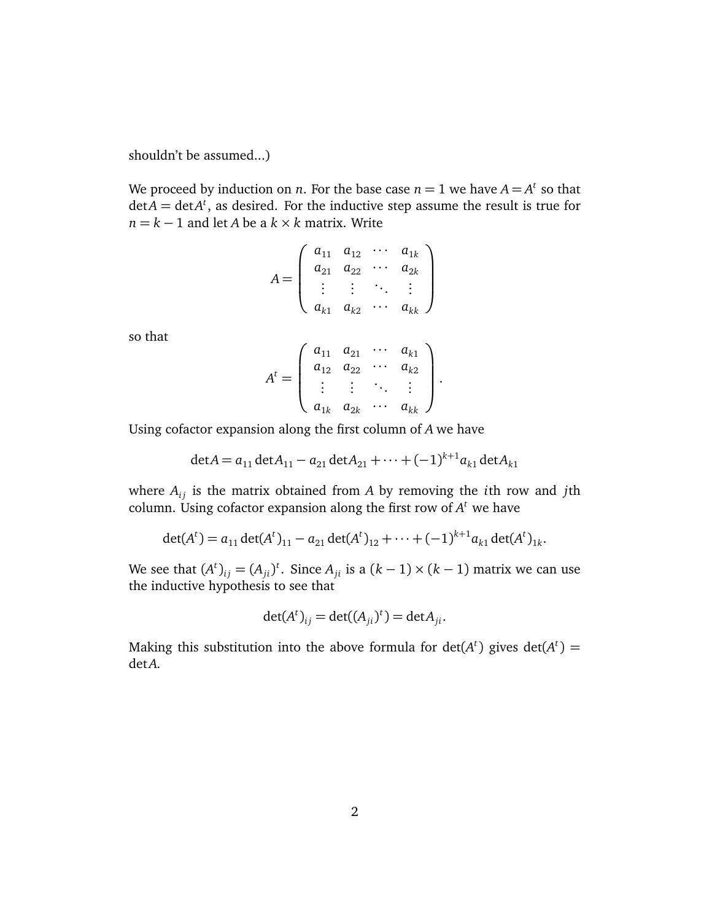shouldn't be assumed...)

We proceed by induction on $n$. For the base case $n = 1$ we have $A = A^t$ so that $\det A = \det A^t$, as desired. For the inductive step assume the result is true for $n = k - 1$ and let $A$ be a $k \times k$ matrix. Write

$$A = \begin{pmatrix} a_{11} & a_{12} & \cdots & a_{1k} \\ a_{21} & a_{22} & \cdots & a_{2k} \\ \vdots & \vdots & \ddots & \vdots \\ a_{k1} & a_{k2} & \cdots & a_{kk} \end{pmatrix}$$

so that

$$A^t = \begin{pmatrix} a_{11} & a_{21} & \cdots & a_{k1} \\ a_{12} & a_{22} & \cdots & a_{k2} \\ \vdots & \vdots & \ddots & \vdots \\ a_{1k} & a_{2k} & \cdots & a_{kk} \end{pmatrix}.$$

Using cofactor expansion along the first column of $A$ we have

$$\det A = a_{11} \det A_{11} - a_{21} \det A_{21} + \cdots + (-1)^{k+1} a_{k1} \det A_{k1}$$

where $A_{ij}$ is the matrix obtained from $A$ by removing the $i$th row and $j$th column. Using cofactor expansion along the first row of $A^t$ we have

$$\det(A^t) = a_{11} \det(A^t)_{11} - a_{21} \det(A^t)_{12} + \cdots + (-1)^{k+1} a_{k1} \det(A^t)_{1k}.$$

We see that $(A^t)_{ij} = (A_{ji})^t$. Since $A_{ji}$ is a $(k-1) \times (k-1)$ matrix we can use the inductive hypothesis to see that

$$\det(A^t)_{ij} = \det((A_{ji})^t) = \det A_{ji}.$$

Making this substitution into the above formula for $\det(A^t)$ gives $\det(A^t) = \det A$.